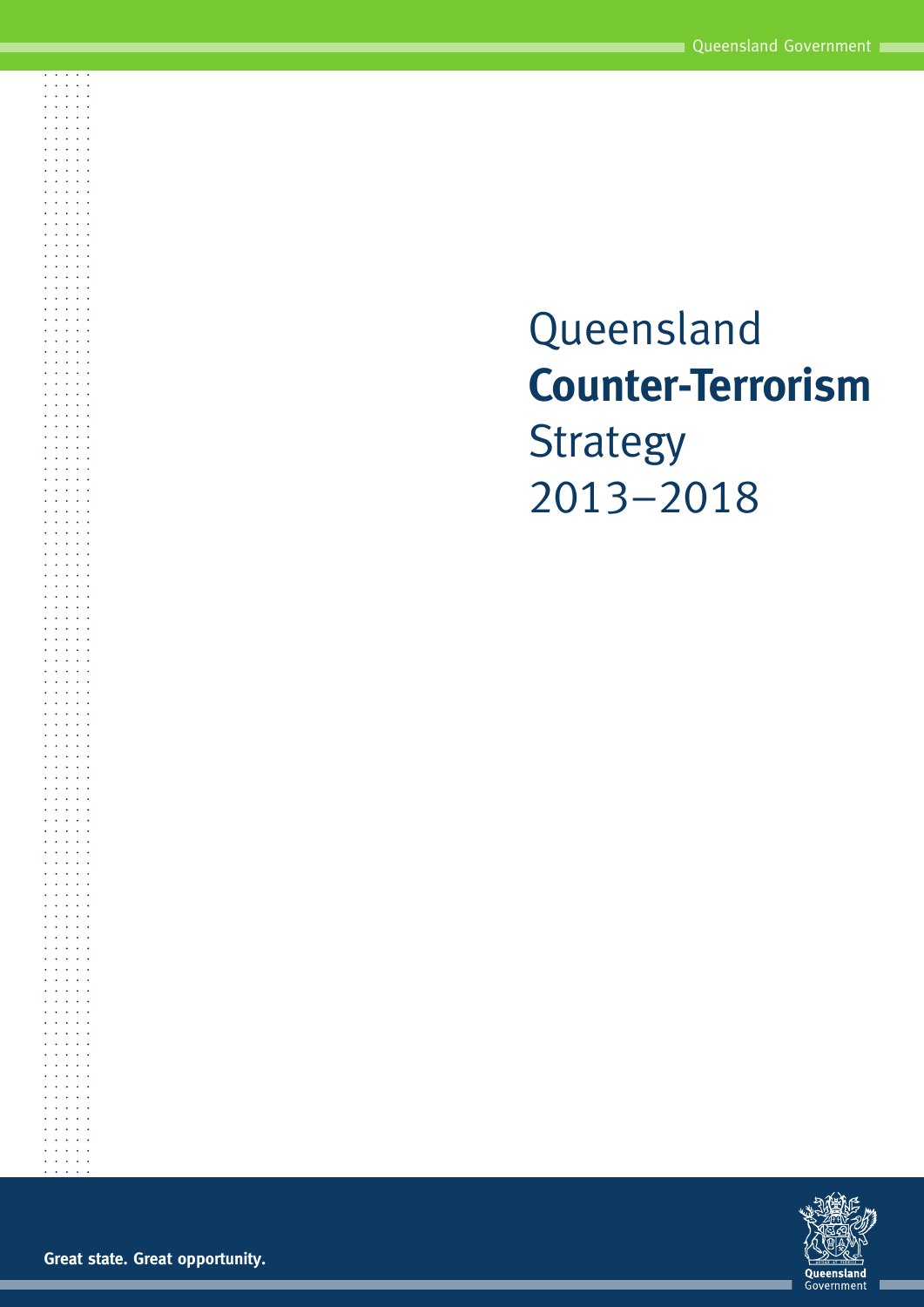# Queensland **Counter-Terrorism** Strategy 2013–2018

**Great state. Great opportunity.**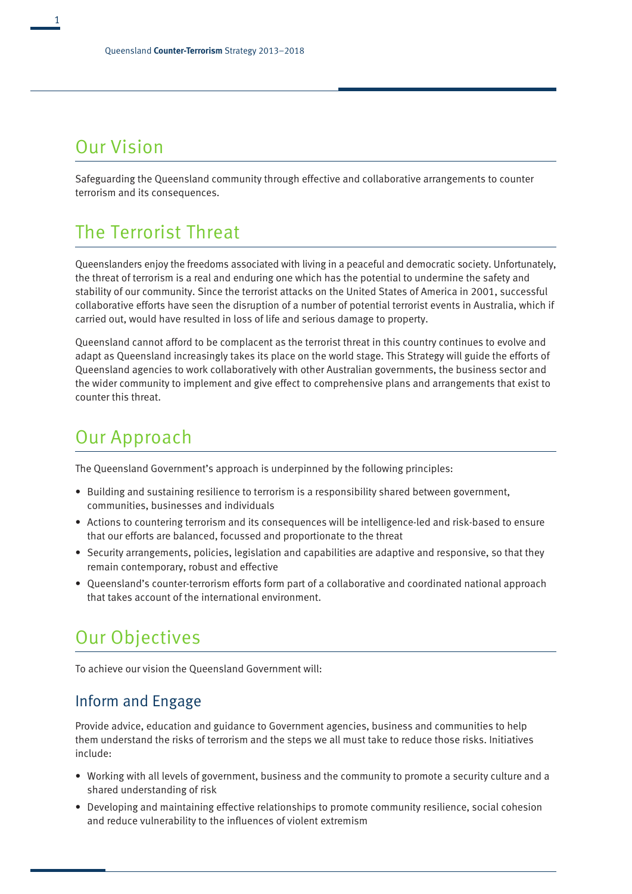## Our Vision

Safeguarding the Queensland community through effective and collaborative arrangements to counter terrorism and its consequences.

## The Terrorist Threat

Queenslanders enjoy the freedoms associated with living in a peaceful and democratic society. Unfortunately, the threat of terrorism is a real and enduring one which has the potential to undermine the safety and stability of our community. Since the terrorist attacks on the United States of America in 2001, successful collaborative efforts have seen the disruption of a number of potential terrorist events in Australia, which if carried out, would have resulted in loss of life and serious damage to property.

Queensland cannot afford to be complacent as the terrorist threat in this country continues to evolve and adapt as Queensland increasingly takes its place on the world stage. This Strategy will guide the efforts of Queensland agencies to work collaboratively with other Australian governments, the business sector and the wider community to implement and give effect to comprehensive plans and arrangements that exist to counter this threat.

## Our Approach

The Queensland Government's approach is underpinned by the following principles:

- Building and sustaining resilience to terrorism is a responsibility shared between government, communities, businesses and individuals
- Actions to countering terrorism and its consequences will be intelligence-led and risk-based to ensure that our efforts are balanced, focussed and proportionate to the threat
- Security arrangements, policies, legislation and capabilities are adaptive and responsive, so that they remain contemporary, robust and effective
- Queensland's counter-terrorism efforts form part of a collaborative and coordinated national approach that takes account of the international environment.

## Our Objectives

To achieve our vision the Queensland Government will:

### Inform and Engage

Provide advice, education and guidance to Government agencies, business and communities to help them understand the risks of terrorism and the steps we all must take to reduce those risks. Initiatives include:

- Working with all levels of government, business and the community to promote a security culture and a shared understanding of risk
- Developing and maintaining effective relationships to promote community resilience, social cohesion and reduce vulnerability to the influences of violent extremism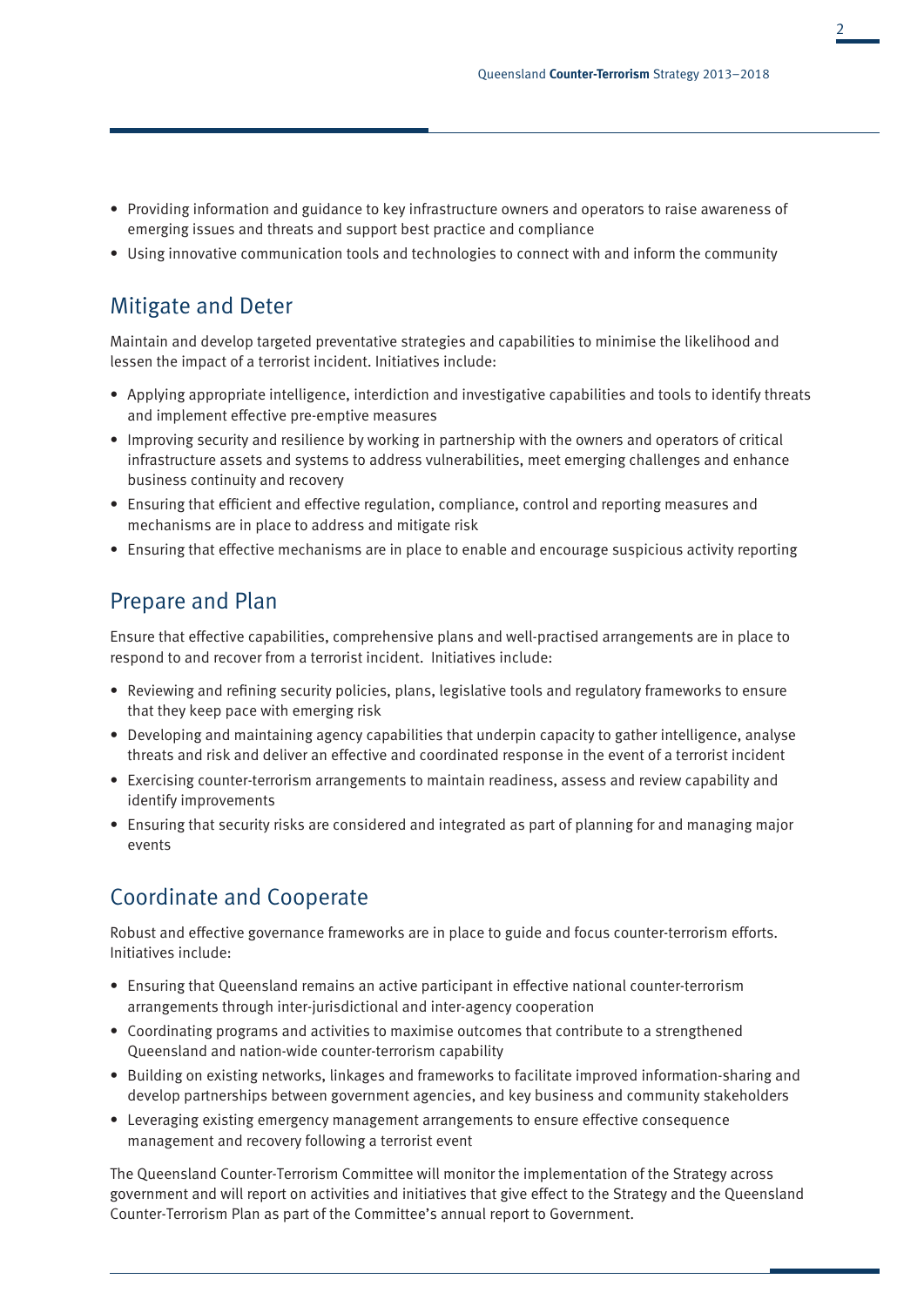- Providing information and guidance to key infrastructure owners and operators to raise awareness of emerging issues and threats and support best practice and compliance
- Using innovative communication tools and technologies to connect with and inform the community

## Mitigate and Deter

Maintain and develop targeted preventative strategies and capabilities to minimise the likelihood and lessen the impact of a terrorist incident. Initiatives include:

- Applying appropriate intelligence, interdiction and investigative capabilities and tools to identify threats and implement effective pre-emptive measures
- Improving security and resilience by working in partnership with the owners and operators of critical infrastructure assets and systems to address vulnerabilities, meet emerging challenges and enhance business continuity and recovery
- Ensuring that efficient and effective regulation, compliance, control and reporting measures and mechanisms are in place to address and mitigate risk
- Ensuring that effective mechanisms are in place to enable and encourage suspicious activity reporting

## Prepare and Plan

Ensure that effective capabilities, comprehensive plans and well-practised arrangements are in place to respond to and recover from a terrorist incident. Initiatives include:

- Reviewing and refining security policies, plans, legislative tools and regulatory frameworks to ensure that they keep pace with emerging risk
- Developing and maintaining agency capabilities that underpin capacity to gather intelligence, analyse threats and risk and deliver an effective and coordinated response in the event of a terrorist incident
- Exercising counter-terrorism arrangements to maintain readiness, assess and review capability and identify improvements
- Ensuring that security risks are considered and integrated as part of planning for and managing major events

## Coordinate and Cooperate

Robust and effective governance frameworks are in place to guide and focus counter-terrorism efforts. Initiatives include:

- Ensuring that Queensland remains an active participant in effective national counter-terrorism arrangements through inter-jurisdictional and inter-agency cooperation
- Coordinating programs and activities to maximise outcomes that contribute to a strengthened Queensland and nation-wide counter-terrorism capability
- Building on existing networks, linkages and frameworks to facilitate improved information-sharing and develop partnerships between government agencies, and key business and community stakeholders
- Leveraging existing emergency management arrangements to ensure effective consequence management and recovery following a terrorist event

The Queensland Counter-Terrorism Committee will monitor the implementation of the Strategy across government and will report on activities and initiatives that give effect to the Strategy and the Queensland Counter-Terrorism Plan as part of the Committee's annual report to Government.